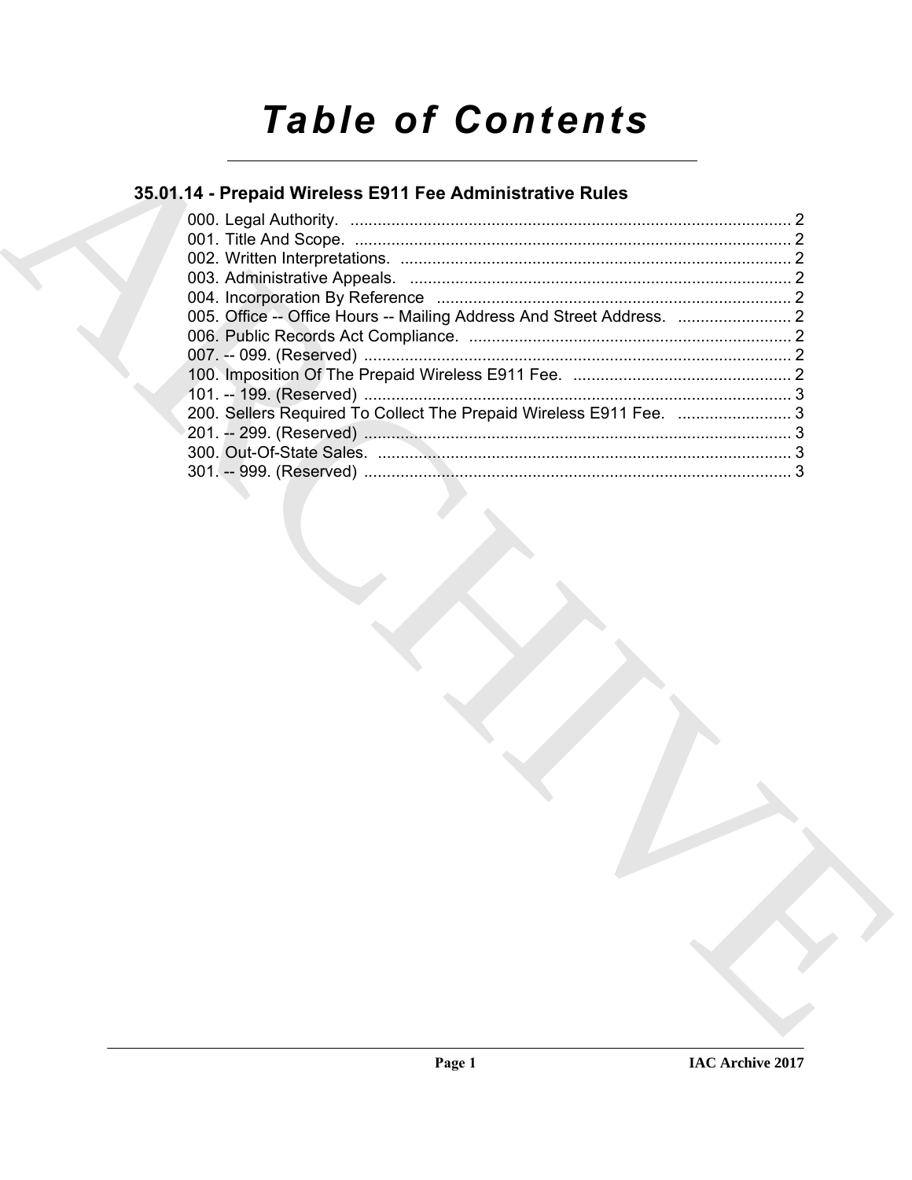# Table of Contents

## 35.01.14 - Prepaid Wireless E911 Fee Administrative Rules

000. Legal Authority. ........................................................................................... 2
001. Title And Scope. ........................................................................................... 2
002. Written Interpretations. ................................................................................ 2
003. Administrative Appeals. ............................................................................... 2
004. Incorporation By Reference ......................................................................... 2
005. Office -- Office Hours -- Mailing Address And Street Address. ......................... 2
006. Public Records Act Compliance. .................................................................. 2
007. -- 099. (Reserved) ........................................................................................ 2
100. Imposition Of The Prepaid Wireless E911 Fee. ............................................. 2
101. -- 199. (Reserved) ........................................................................................ 3
200. Sellers Required To Collect The Prepaid Wireless E911 Fee. ......................... 3
201. -- 299. (Reserved) ........................................................................................ 3
300. Out-Of-State Sales. ...................................................................................... 3
301. -- 999. (Reserved) ........................................................................................ 3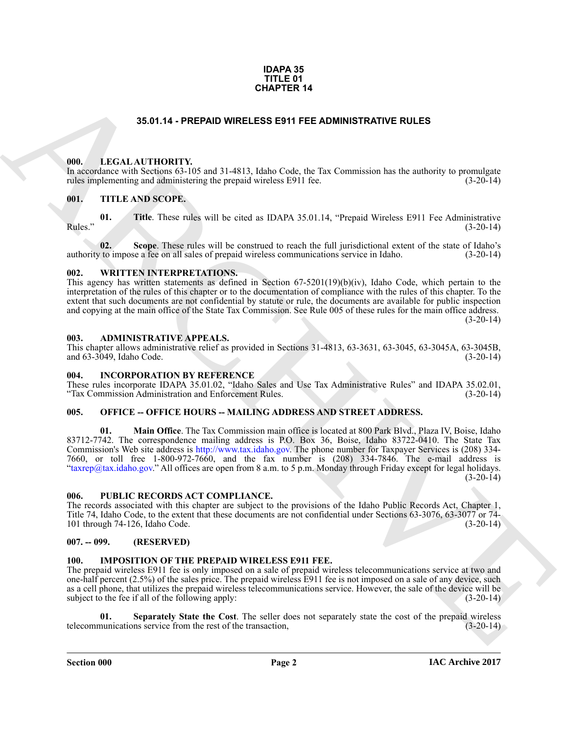**IDAPA 35**
**TITLE 01**
**CHAPTER 14**

# 35.01.14 - PREPAID WIRELESS E911 FEE ADMINISTRATIVE RULES

## 000. LEGAL AUTHORITY.

In accordance with Sections 63-105 and 31-4813, Idaho Code, the Tax Commission has the authority to promulgate rules implementing and administering the prepaid wireless E911 fee. (3-20-14)

## 001. TITLE AND SCOPE.

**01. Title**. These rules will be cited as IDAPA 35.01.14, "Prepaid Wireless E911 Fee Administrative Rules." (3-20-14)

**02. Scope**. These rules will be construed to reach the full jurisdictional extent of the state of Idaho's authority to impose a fee on all sales of prepaid wireless communications service in Idaho. (3-20-14)

## 002. WRITTEN INTERPRETATIONS.

This agency has written statements as defined in Section 67-5201(19)(b)(iv), Idaho Code, which pertain to the interpretation of the rules of this chapter or to the documentation of compliance with the rules of this chapter. To the extent that such documents are not confidential by statute or rule, the documents are available for public inspection and copying at the main office of the State Tax Commission. See Rule 005 of these rules for the main office address. (3-20-14)

## 003. ADMINISTRATIVE APPEALS.

This chapter allows administrative relief as provided in Sections 31-4813, 63-3631, 63-3045, 63-3045A, 63-3045B, and 63-3049, Idaho Code. (3-20-14)

## 004. INCORPORATION BY REFERENCE

These rules incorporate IDAPA 35.01.02, "Idaho Sales and Use Tax Administrative Rules" and IDAPA 35.02.01, "Tax Commission Administration and Enforcement Rules. (3-20-14)

## 005. OFFICE -- OFFICE HOURS -- MAILING ADDRESS AND STREET ADDRESS.

**01. Main Office**. The Tax Commission main office is located at 800 Park Blvd., Plaza IV, Boise, Idaho 83712-7742. The correspondence mailing address is P.O. Box 36, Boise, Idaho 83722-0410. The State Tax Commission's Web site address is http://www.tax.idaho.gov. The phone number for Taxpayer Services is (208) 334-7660, or toll free 1-800-972-7660, and the fax number is (208) 334-7846. The e-mail address is "taxrep@tax.idaho.gov." All offices are open from 8 a.m. to 5 p.m. Monday through Friday except for legal holidays. (3-20-14)

## 006. PUBLIC RECORDS ACT COMPLIANCE.

The records associated with this chapter are subject to the provisions of the Idaho Public Records Act, Chapter 1, Title 74, Idaho Code, to the extent that these documents are not confidential under Sections 63-3076, 63-3077 or 74-101 through 74-126, Idaho Code. (3-20-14)

## 007. -- 099. (RESERVED)

## 100. IMPOSITION OF THE PREPAID WIRELESS E911 FEE.

The prepaid wireless E911 fee is only imposed on a sale of prepaid wireless telecommunications service at two and one-half percent (2.5%) of the sales price. The prepaid wireless E911 fee is not imposed on a sale of any device, such as a cell phone, that utilizes the prepaid wireless telecommunications service. However, the sale of the device will be subject to the fee if all of the following apply: (3-20-14)

**01. Separately State the Cost**. The seller does not separately state the cost of the prepaid wireless telecommunications service from the rest of the transaction, (3-20-14)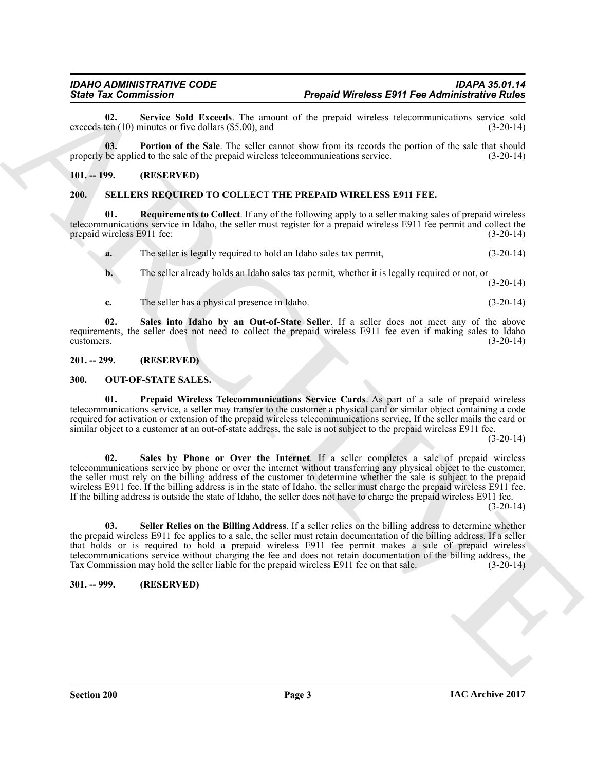**02. Service Sold Exceeds**. The amount of the prepaid wireless telecommunications service sold exceeds ten (10) minutes or five dollars ($5.00), and (3-20-14)

**03. Portion of the Sale**. The seller cannot show from its records the portion of the sale that should properly be applied to the sale of the prepaid wireless telecommunications service. (3-20-14)

### 101. -- 199. (RESERVED)

### 200. SELLERS REQUIRED TO COLLECT THE PREPAID WIRELESS E911 FEE.

**01. Requirements to Collect**. If any of the following apply to a seller making sales of prepaid wireless telecommunications service in Idaho, the seller must register for a prepaid wireless E911 fee permit and collect the prepaid wireless E911 fee: (3-20-14)

**a.** The seller is legally required to hold an Idaho sales tax permit, (3-20-14)

**b.** The seller already holds an Idaho sales tax permit, whether it is legally required or not, or (3-20-14)

**c.** The seller has a physical presence in Idaho. (3-20-14)

**02. Sales into Idaho by an Out-of-State Seller**. If a seller does not meet any of the above requirements, the seller does not need to collect the prepaid wireless E911 fee even if making sales to Idaho customers. (3-20-14)

### 201. -- 299. (RESERVED)

### 300. OUT-OF-STATE SALES.

**01. Prepaid Wireless Telecommunications Service Cards**. As part of a sale of prepaid wireless telecommunications service, a seller may transfer to the customer a physical card or similar object containing a code required for activation or extension of the prepaid wireless telecommunications service. If the seller mails the card or similar object to a customer at an out-of-state address, the sale is not subject to the prepaid wireless E911 fee. (3-20-14)

**02. Sales by Phone or Over the Internet**. If a seller completes a sale of prepaid wireless telecommunications service by phone or over the internet without transferring any physical object to the customer, the seller must rely on the billing address of the customer to determine whether the sale is subject to the prepaid wireless E911 fee. If the billing address is in the state of Idaho, the seller must charge the prepaid wireless E911 fee. If the billing address is outside the state of Idaho, the seller does not have to charge the prepaid wireless E911 fee. (3-20-14)

**03. Seller Relies on the Billing Address**. If a seller relies on the billing address to determine whether the prepaid wireless E911 fee applies to a sale, the seller must retain documentation of the billing address. If a seller that holds or is required to hold a prepaid wireless E911 fee permit makes a sale of prepaid wireless telecommunications service without charging the fee and does not retain documentation of the billing address, the Tax Commission may hold the seller liable for the prepaid wireless E911 fee on that sale. (3-20-14)

### 301. -- 999. (RESERVED)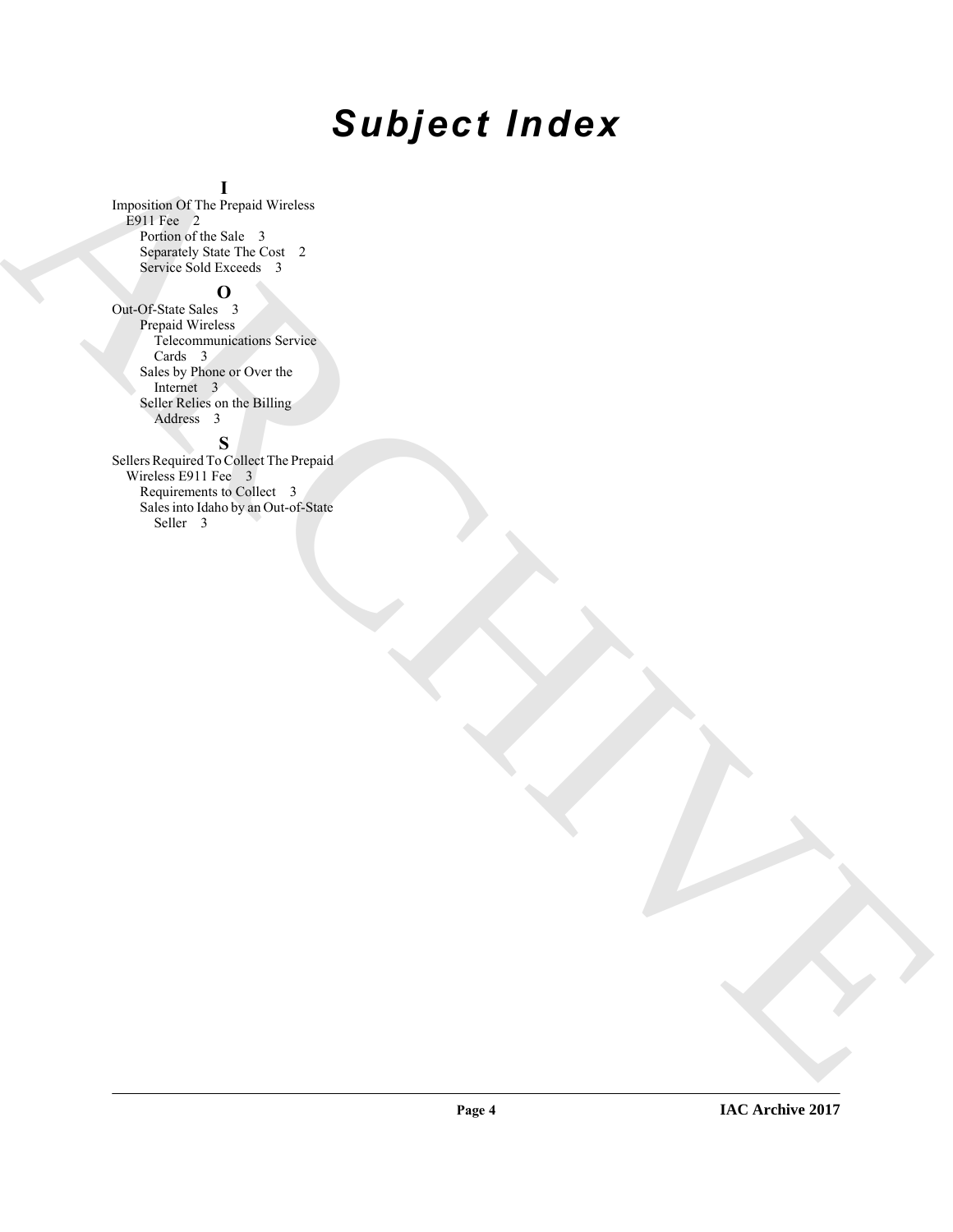# *Subject Index*

**I**

Imposition Of The Prepaid Wireless E911 Fee 2
- Portion of the Sale 3
- Separately State The Cost 2
- Service Sold Exceeds 3

**O**

Out-Of-State Sales 3
- Prepaid Wireless Telecommunications Service Cards 3
- Sales by Phone or Over the Internet 3
- Seller Relies on the Billing Address 3

**S**

Sellers Required To Collect The Prepaid Wireless E911 Fee 3
- Requirements to Collect 3
- Sales into Idaho by an Out-of-State Seller 3